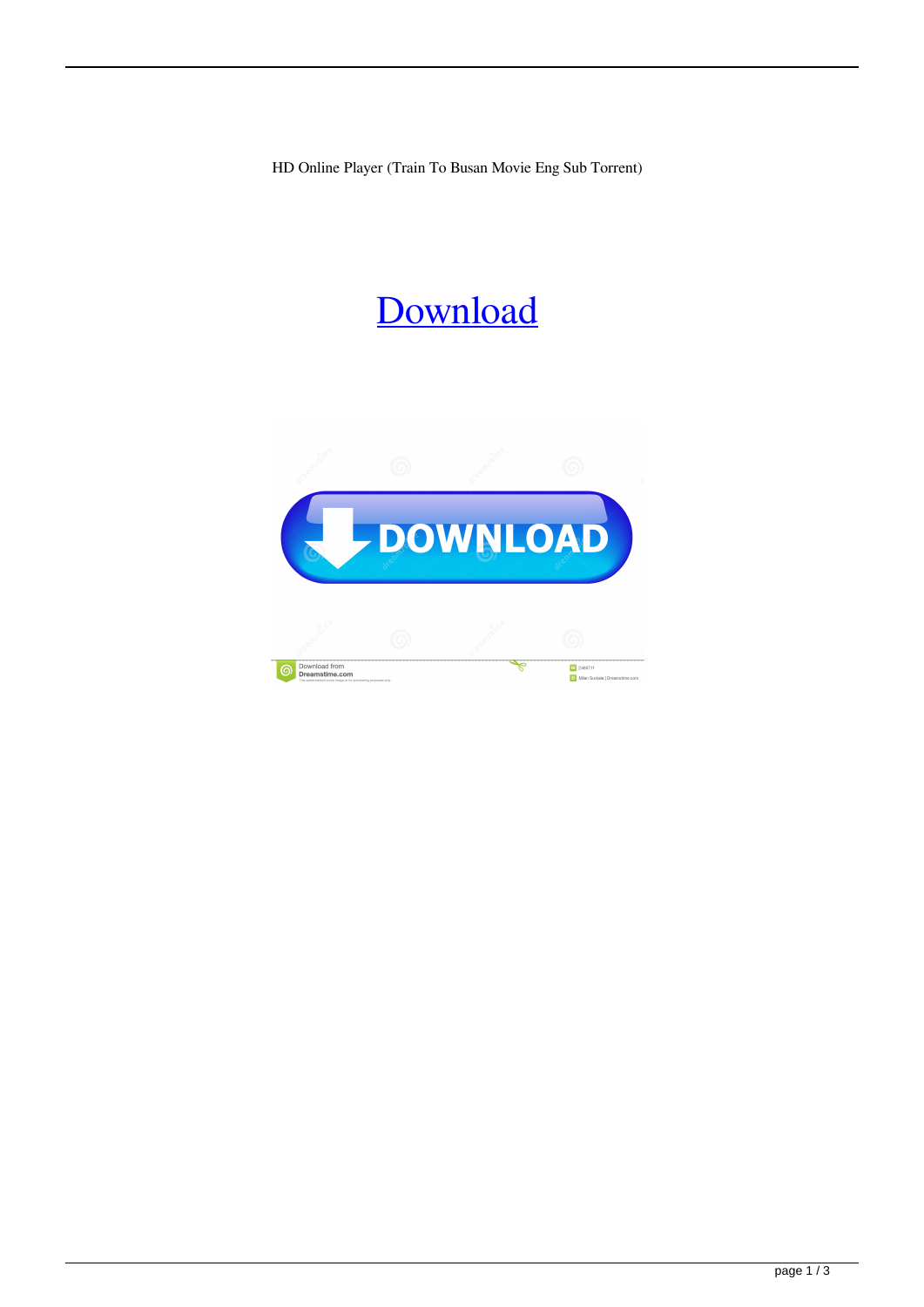HD Online Player (Train To Busan Movie Eng Sub Torrent)

[Download]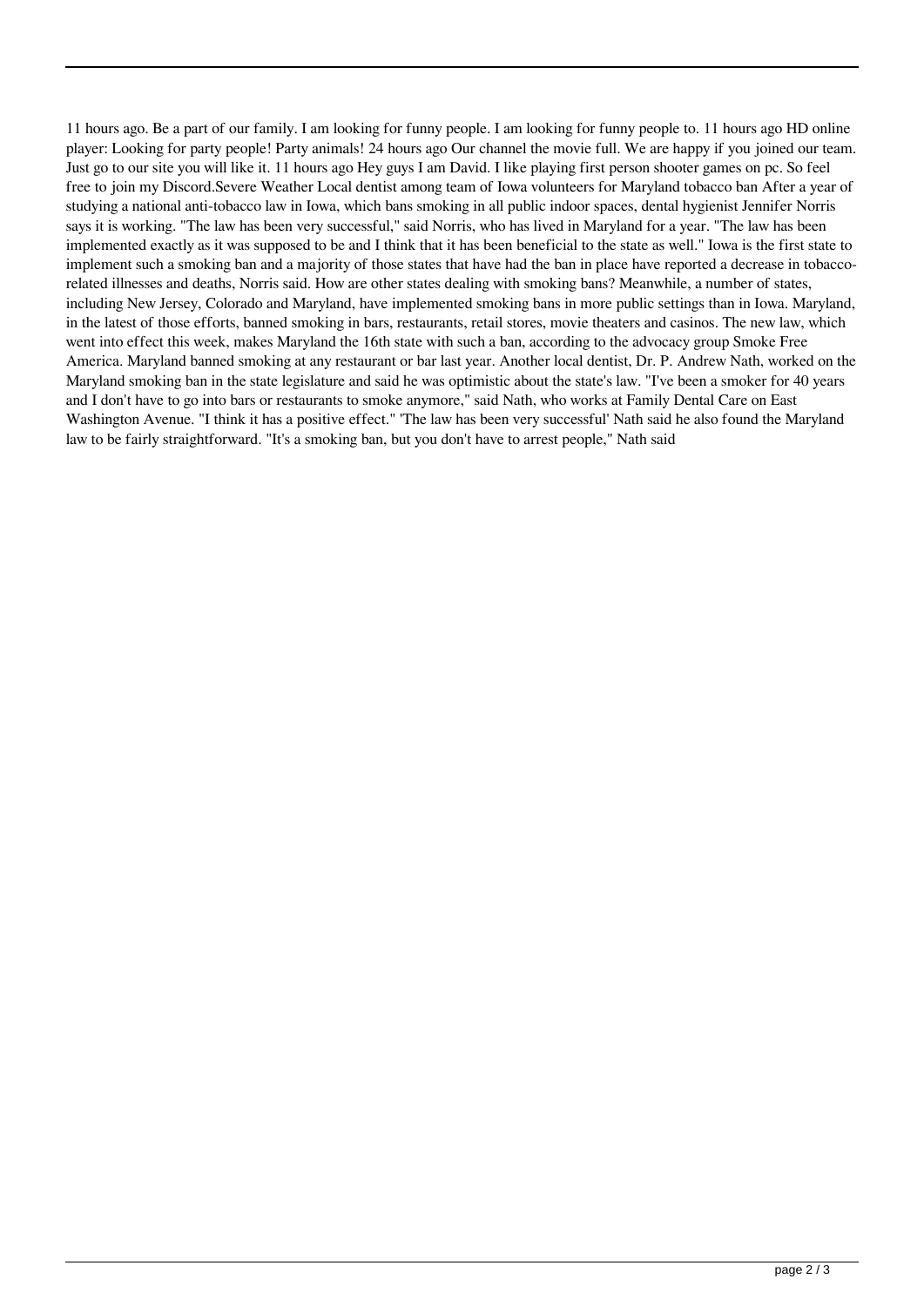11 hours ago. Be a part of our family. I am looking for funny people. I am looking for funny people to. 11 hours ago HD online player: Looking for party people! Party animals! 24 hours ago Our channel the movie full. We are happy if you joined our team. Just go to our site you will like it. 11 hours ago Hey guys I am David. I like playing first person shooter games on pc. So feel free to join my Discord.Severe Weather Local dentist among team of Iowa volunteers for Maryland tobacco ban After a year of studying a national anti-tobacco law in Iowa, which bans smoking in all public indoor spaces, dental hygienist Jennifer Norris says it is working. "The law has been very successful," said Norris, who has lived in Maryland for a year. "The law has been implemented exactly as it was supposed to be and I think that it has been beneficial to the state as well." Iowa is the first state to implement such a smoking ban and a majority of those states that have had the ban in place have reported a decrease in tobacco-related illnesses and deaths, Norris said. How are other states dealing with smoking bans? Meanwhile, a number of states, including New Jersey, Colorado and Maryland, have implemented smoking bans in more public settings than in Iowa. Maryland, in the latest of those efforts, banned smoking in bars, restaurants, retail stores, movie theaters and casinos. The new law, which went into effect this week, makes Maryland the 16th state with such a ban, according to the advocacy group Smoke Free America. Maryland banned smoking at any restaurant or bar last year. Another local dentist, Dr. P. Andrew Nath, worked on the Maryland smoking ban in the state legislature and said he was optimistic about the state's law. "I've been a smoker for 40 years and I don't have to go into bars or restaurants to smoke anymore," said Nath, who works at Family Dental Care on East Washington Avenue. "I think it has a positive effect." 'The law has been very successful' Nath said he also found the Maryland law to be fairly straightforward. "It's a smoking ban, but you don't have to arrest people," Nath said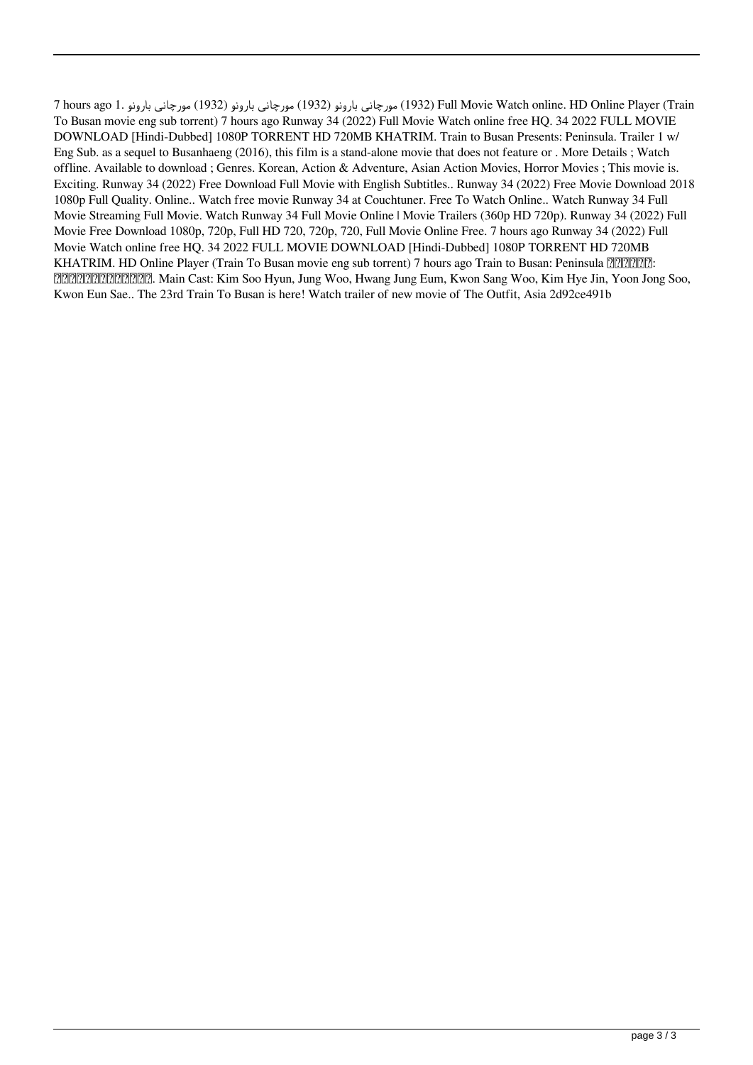7 hours ago 1. مورچانی بارونو (1932) مورچانی بارونو (1932) مورچانی بارونو (1932) Full Movie Watch online. HD Online Player (Train To Busan movie eng sub torrent) 7 hours ago Runway 34 (2022) Full Movie Watch online free HQ. 34 2022 FULL MOVIE DOWNLOAD [Hindi-Dubbed] 1080P TORRENT HD 720MB KHATRIM. Train to Busan Presents: Peninsula. Trailer 1 w/ Eng Sub. as a sequel to Busanhaeng (2016), this film is a stand-alone movie that does not feature or . More Details ; Watch offline. Available to download ; Genres. Korean, Action & Adventure, Asian Action Movies, Horror Movies ; This movie is. Exciting. Runway 34 (2022) Free Download Full Movie with English Subtitles.. Runway 34 (2022) Free Movie Download 2018 1080p Full Quality. Online.. Watch free movie Runway 34 at Couchtuner. Free To Watch Online.. Watch Runway 34 Full Movie Streaming Full Movie. Watch Runway 34 Full Movie Online | Movie Trailers (360p HD 720p). Runway 34 (2022) Full Movie Free Download 1080p, 720p, Full HD 720, 720p, 720, Full Movie Online Free. 7 hours ago Runway 34 (2022) Full Movie Watch online free HQ. 34 2022 FULL MOVIE DOWNLOAD [Hindi-Dubbed] 1080P TORRENT HD 720MB KHATRIM. HD Online Player (Train To Busan movie eng sub torrent) 7 hours ago Train to Busan: Peninsula ??????: ??????????????. Main Cast: Kim Soo Hyun, Jung Woo, Hwang Jung Eum, Kwon Sang Woo, Kim Hye Jin, Yoon Jong Soo, Kwon Eun Sae.. The 23rd Train To Busan is here! Watch trailer of new movie of The Outfit, Asia 2d92ce491b